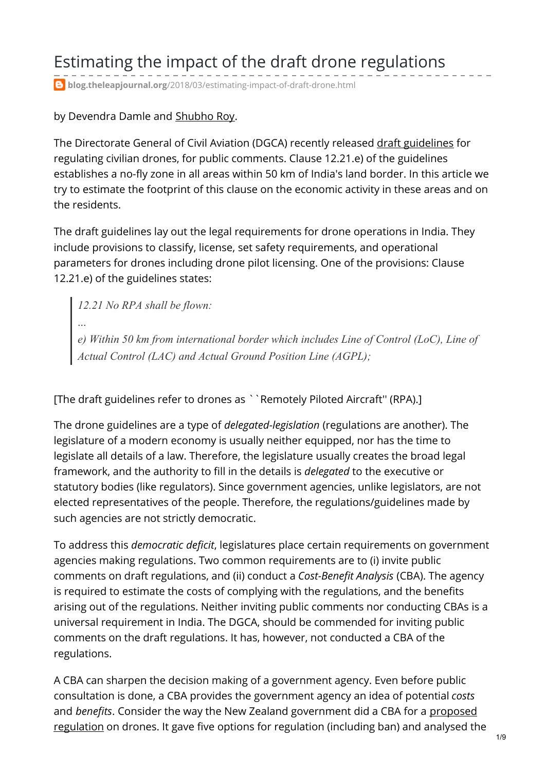# Estimating the impact of the draft drone regulations

blog.theleapjournal.org/2018/03/estimating-impact-of-draft-drone.html

by Devendra Damle and Shubho Roy.

The Directorate General of Civil Aviation (DGCA) recently released draft guidelines for regulating civilian drones, for public comments. Clause 12.21.e) of the guidelines establishes a no-fly zone in all areas within 50 km of India's land border. In this article we try to estimate the footprint of this clause on the economic activity in these areas and on the residents.

The draft guidelines lay out the legal requirements for drone operations in India. They include provisions to classify, license, set safety requirements, and operational parameters for drones including drone pilot licensing. One of the provisions: Clause 12.21.e) of the guidelines states:

> *12.21 No RPA shall be flown:*
>
> *...*
>
> *e) Within 50 km from international border which includes Line of Control (LoC), Line of Actual Control (LAC) and Actual Ground Position Line (AGPL);*

[The draft guidelines refer to drones as ``Remotely Piloted Aircraft'' (RPA).]

The drone guidelines are a type of *delegated-legislation* (regulations are another). The legislature of a modern economy is usually neither equipped, nor has the time to legislate all details of a law. Therefore, the legislature usually creates the broad legal framework, and the authority to fill in the details is *delegated* to the executive or statutory bodies (like regulators). Since government agencies, unlike legislators, are not elected representatives of the people. Therefore, the regulations/guidelines made by such agencies are not strictly democratic.

To address this *democratic deficit*, legislatures place certain requirements on government agencies making regulations. Two common requirements are to (i) invite public comments on draft regulations, and (ii) conduct a *Cost-Benefit Analysis* (CBA). The agency is required to estimate the costs of complying with the regulations, and the benefits arising out of the regulations. Neither inviting public comments nor conducting CBAs is a universal requirement in India. The DGCA, should be commended for inviting public comments on the draft regulations. It has, however, not conducted a CBA of the regulations.

A CBA can sharpen the decision making of a government agency. Even before public consultation is done, a CBA provides the government agency an idea of potential *costs* and *benefits*. Consider the way the New Zealand government did a CBA for a proposed regulation on drones. It gave five options for regulation (including ban) and analysed the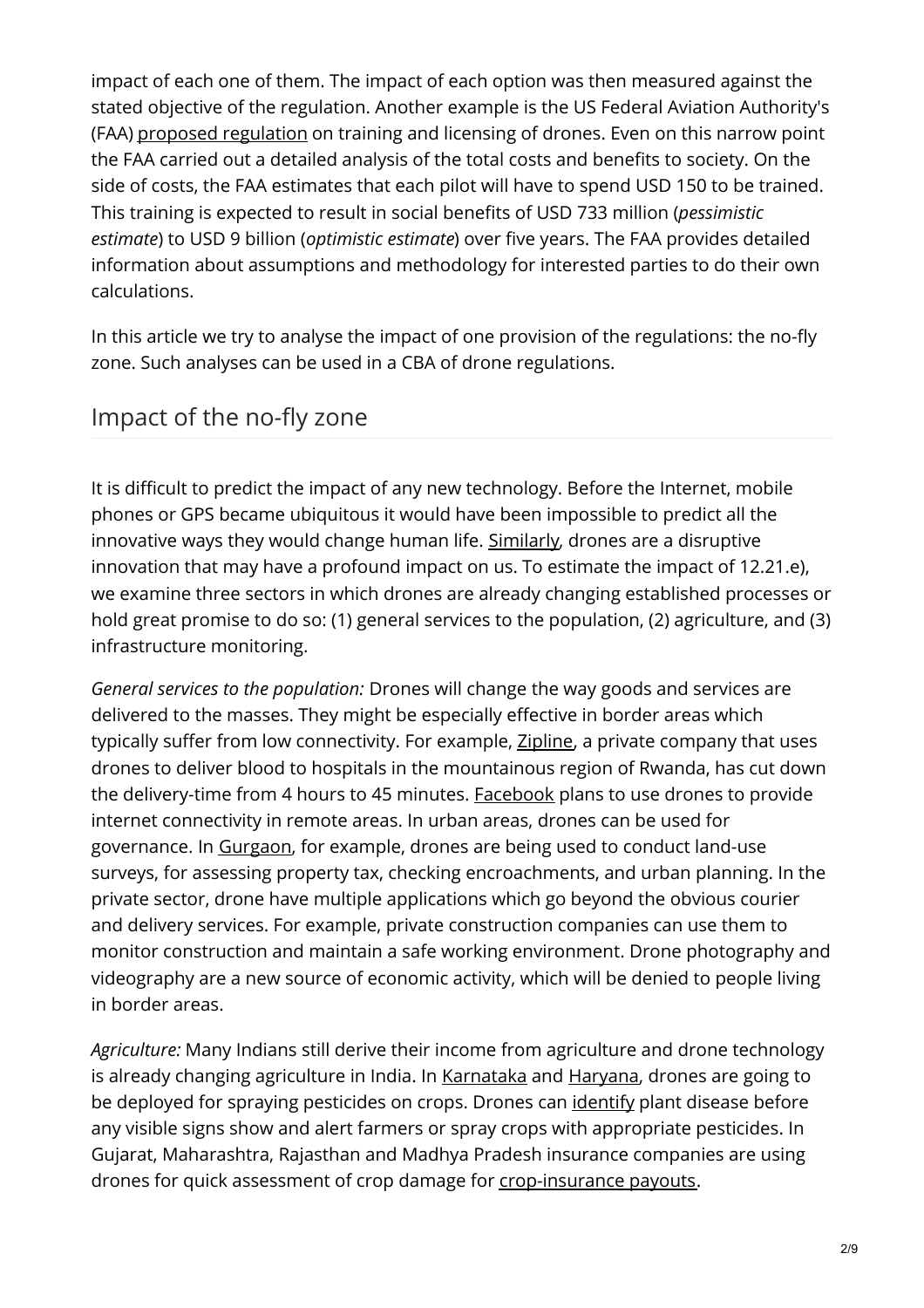impact of each one of them. The impact of each option was then measured against the stated objective of the regulation. Another example is the US Federal Aviation Authority's (FAA) proposed regulation on training and licensing of drones. Even on this narrow point the FAA carried out a detailed analysis of the total costs and benefits to society. On the side of costs, the FAA estimates that each pilot will have to spend USD 150 to be trained. This training is expected to result in social benefits of USD 733 million (*pessimistic estimate*) to USD 9 billion (*optimistic estimate*) over five years. The FAA provides detailed information about assumptions and methodology for interested parties to do their own calculations.

In this article we try to analyse the impact of one provision of the regulations: the no-fly zone. Such analyses can be used in a CBA of drone regulations.

## Impact of the no-fly zone

It is difficult to predict the impact of any new technology. Before the Internet, mobile phones or GPS became ubiquitous it would have been impossible to predict all the innovative ways they would change human life. Similarly, drones are a disruptive innovation that may have a profound impact on us. To estimate the impact of 12.21.e), we examine three sectors in which drones are already changing established processes or hold great promise to do so: (1) general services to the population, (2) agriculture, and (3) infrastructure monitoring.

*General services to the population:* Drones will change the way goods and services are delivered to the masses. They might be especially effective in border areas which typically suffer from low connectivity. For example, Zipline, a private company that uses drones to deliver blood to hospitals in the mountainous region of Rwanda, has cut down the delivery-time from 4 hours to 45 minutes. Facebook plans to use drones to provide internet connectivity in remote areas. In urban areas, drones can be used for governance. In Gurgaon, for example, drones are being used to conduct land-use surveys, for assessing property tax, checking encroachments, and urban planning. In the private sector, drone have multiple applications which go beyond the obvious courier and delivery services. For example, private construction companies can use them to monitor construction and maintain a safe working environment. Drone photography and videography are a new source of economic activity, which will be denied to people living in border areas.

*Agriculture:* Many Indians still derive their income from agriculture and drone technology is already changing agriculture in India. In Karnataka and Haryana, drones are going to be deployed for spraying pesticides on crops. Drones can identify plant disease before any visible signs show and alert farmers or spray crops with appropriate pesticides. In Gujarat, Maharashtra, Rajasthan and Madhya Pradesh insurance companies are using drones for quick assessment of crop damage for crop-insurance payouts.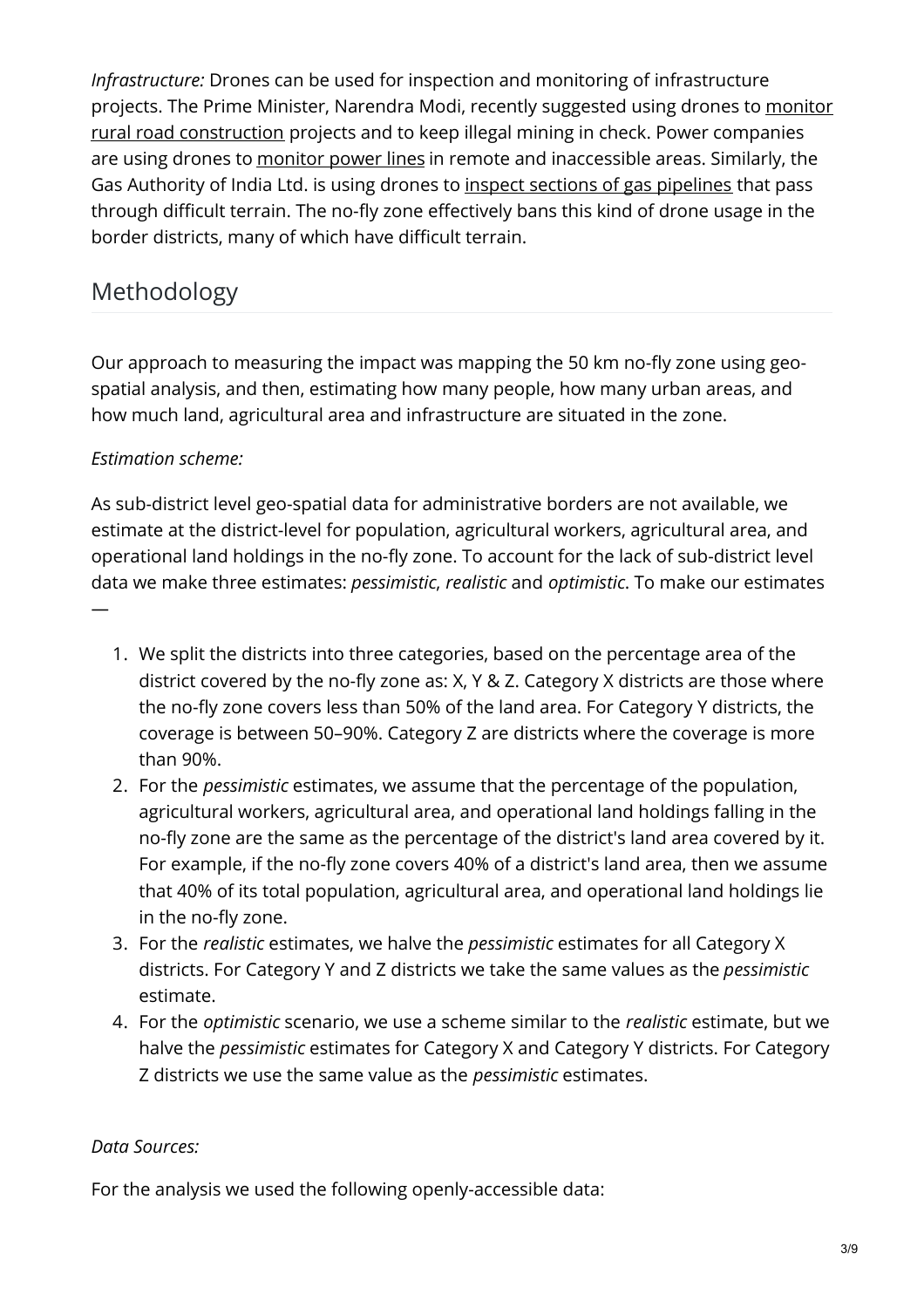*Infrastructure:* Drones can be used for inspection and monitoring of infrastructure projects. The Prime Minister, Narendra Modi, recently suggested using drones to monitor rural road construction projects and to keep illegal mining in check. Power companies are using drones to monitor power lines in remote and inaccessible areas. Similarly, the Gas Authority of India Ltd. is using drones to inspect sections of gas pipelines that pass through difficult terrain. The no-fly zone effectively bans this kind of drone usage in the border districts, many of which have difficult terrain.

## Methodology

Our approach to measuring the impact was mapping the 50 km no-fly zone using geo-spatial analysis, and then, estimating how many people, how many urban areas, and how much land, agricultural area and infrastructure are situated in the zone.

*Estimation scheme:*

As sub-district level geo-spatial data for administrative borders are not available, we estimate at the district-level for population, agricultural workers, agricultural area, and operational land holdings in the no-fly zone. To account for the lack of sub-district level data we make three estimates: *pessimistic*, *realistic* and *optimistic*. To make our estimates —

1. We split the districts into three categories, based on the percentage area of the district covered by the no-fly zone as: X, Y & Z. Category X districts are those where the no-fly zone covers less than 50% of the land area. For Category Y districts, the coverage is between 50–90%. Category Z are districts where the coverage is more than 90%.
2. For the *pessimistic* estimates, we assume that the percentage of the population, agricultural workers, agricultural area, and operational land holdings falling in the no-fly zone are the same as the percentage of the district's land area covered by it. For example, if the no-fly zone covers 40% of a district's land area, then we assume that 40% of its total population, agricultural area, and operational land holdings lie in the no-fly zone.
3. For the *realistic* estimates, we halve the *pessimistic* estimates for all Category X districts. For Category Y and Z districts we take the same values as the *pessimistic* estimate.
4. For the *optimistic* scenario, we use a scheme similar to the *realistic* estimate, but we halve the *pessimistic* estimates for Category X and Category Y districts. For Category Z districts we use the same value as the *pessimistic* estimates.

*Data Sources:*

For the analysis we used the following openly-accessible data: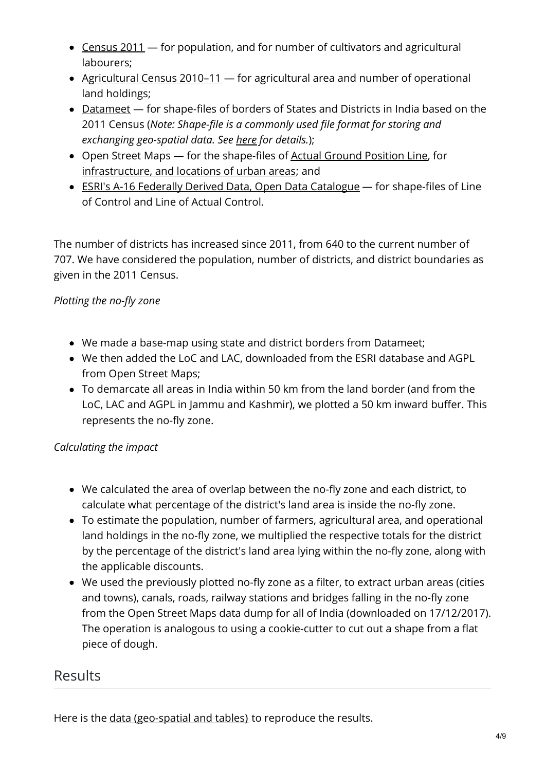- Census 2011 — for population, and for number of cultivators and agricultural labourers;
- Agricultural Census 2010–11 — for agricultural area and number of operational land holdings;
- Datameet — for shape-files of borders of States and Districts in India based on the 2011 Census (*Note: Shape-file is a commonly used file format for storing and exchanging geo-spatial data. See here for details.*);
- Open Street Maps — for the shape-files of Actual Ground Position Line, for infrastructure, and locations of urban areas; and
- ESRI's A-16 Federally Derived Data, Open Data Catalogue — for shape-files of Line of Control and Line of Actual Control.

The number of districts has increased since 2011, from 640 to the current number of 707. We have considered the population, number of districts, and district boundaries as given in the 2011 Census.

*Plotting the no-fly zone*

- We made a base-map using state and district borders from Datameet;
- We then added the LoC and LAC, downloaded from the ESRI database and AGPL from Open Street Maps;
- To demarcate all areas in India within 50 km from the land border (and from the LoC, LAC and AGPL in Jammu and Kashmir), we plotted a 50 km inward buffer. This represents the no-fly zone.

*Calculating the impact*

- We calculated the area of overlap between the no-fly zone and each district, to calculate what percentage of the district's land area is inside the no-fly zone.
- To estimate the population, number of farmers, agricultural area, and operational land holdings in the no-fly zone, we multiplied the respective totals for the district by the percentage of the district's land area lying within the no-fly zone, along with the applicable discounts.
- We used the previously plotted no-fly zone as a filter, to extract urban areas (cities and towns), canals, roads, railway stations and bridges falling in the no-fly zone from the Open Street Maps data dump for all of India (downloaded on 17/12/2017). The operation is analogous to using a cookie-cutter to cut out a shape from a flat piece of dough.

## Results

Here is the data (geo-spatial and tables) to reproduce the results.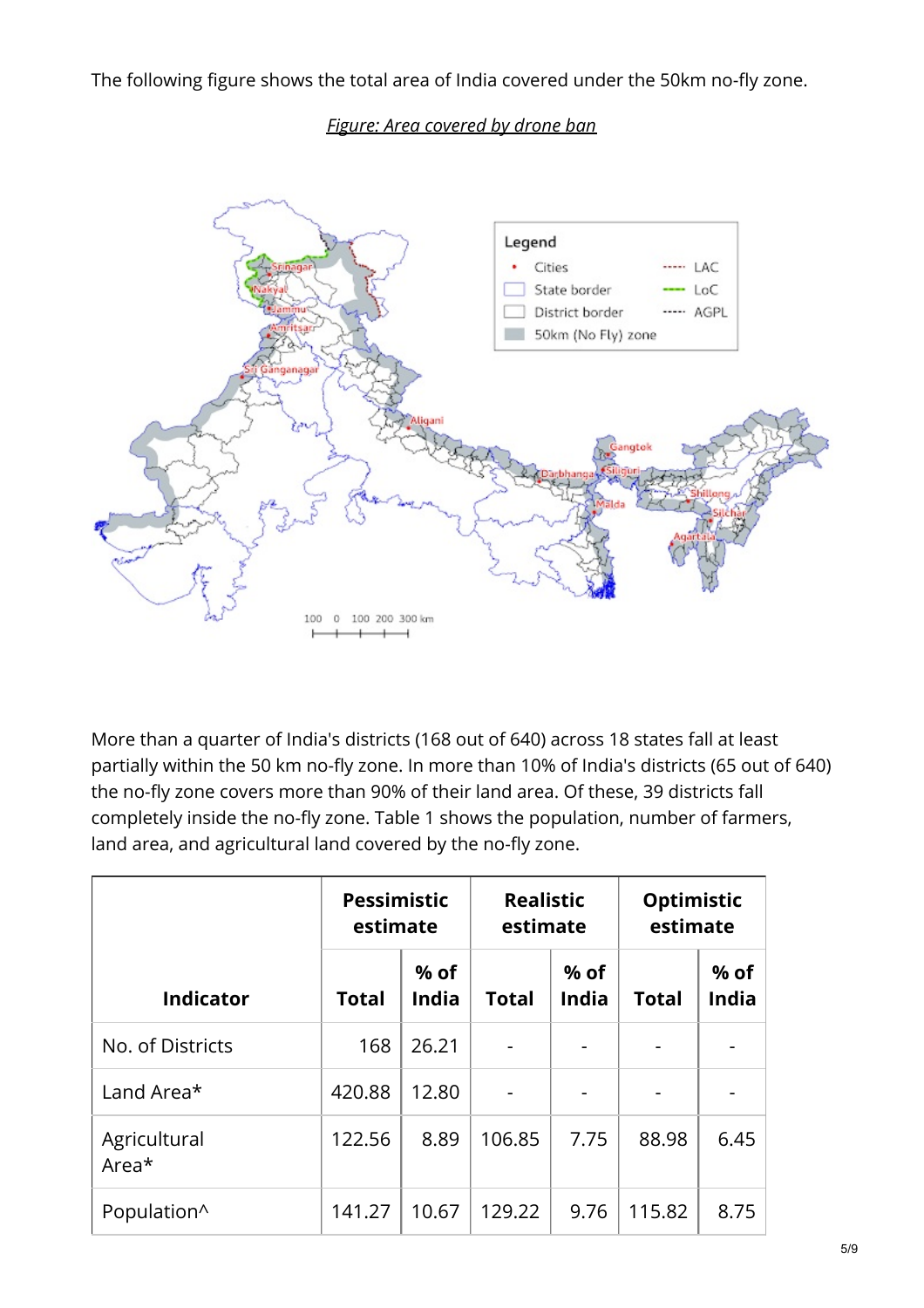The following figure shows the total area of India covered under the 50km no-fly zone.

*Figure: Area covered by drone ban*

More than a quarter of India's districts (168 out of 640) across 18 states fall at least partially within the 50 km no-fly zone. In more than 10% of India's districts (65 out of 640) the no-fly zone covers more than 90% of their land area. Of these, 39 districts fall completely inside the no-fly zone. Table 1 shows the population, number of farmers, land area, and agricultural land covered by the no-fly zone.

| Indicator | Pessimistic estimate | | Realistic estimate | | Optimistic estimate | |
|---|---|---|---|---|---|---|
| | Total | % of India | Total | % of India | Total | % of India |
| No. of Districts | 168 | 26.21 | - | - | - | - |
| Land Area* | 420.88 | 12.80 | - | - | - | - |
| Agricultural Area* | 122.56 | 8.89 | 106.85 | 7.75 | 88.98 | 6.45 |
| Population^ | 141.27 | 10.67 | 129.22 | 9.76 | 115.82 | 8.75 |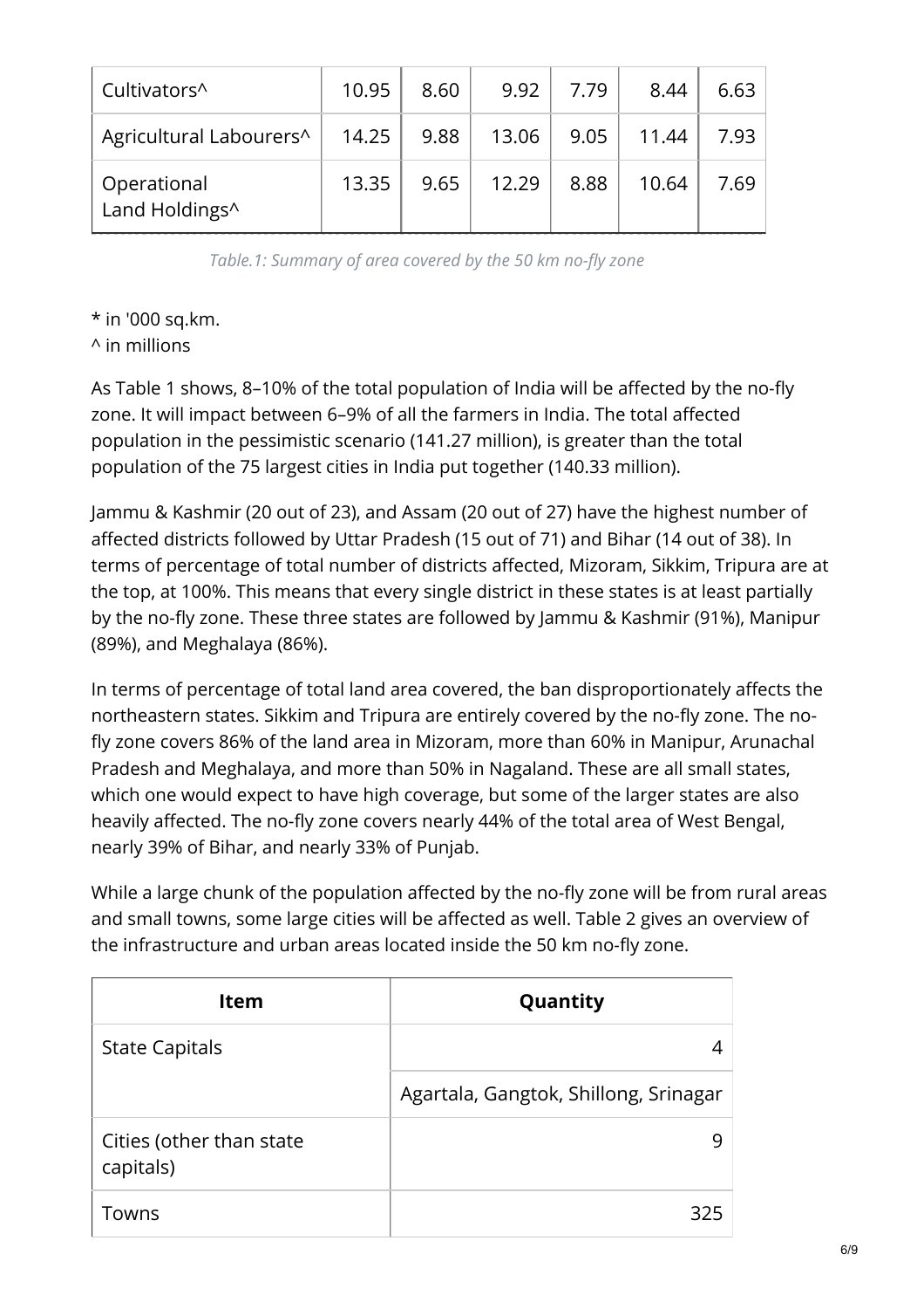| | | | | | | |
|---|---|---|---|---|---|---|
| Cultivators^ | 10.95 | 8.60 | 9.92 | 7.79 | 8.44 | 6.63 |
| Agricultural Labourers^ | 14.25 | 9.88 | 13.06 | 9.05 | 11.44 | 7.93 |
| Operational Land Holdings^ | 13.35 | 9.65 | 12.29 | 8.88 | 10.64 | 7.69 |

*Table.1: Summary of area covered by the 50 km no-fly zone*

\* in '000 sq.km.
^ in millions

As Table 1 shows, 8–10% of the total population of India will be affected by the no-fly zone. It will impact between 6–9% of all the farmers in India. The total affected population in the pessimistic scenario (141.27 million), is greater than the total population of the 75 largest cities in India put together (140.33 million).

Jammu & Kashmir (20 out of 23), and Assam (20 out of 27) have the highest number of affected districts followed by Uttar Pradesh (15 out of 71) and Bihar (14 out of 38). In terms of percentage of total number of districts affected, Mizoram, Sikkim, Tripura are at the top, at 100%. This means that every single district in these states is at least partially by the no-fly zone. These three states are followed by Jammu & Kashmir (91%), Manipur (89%), and Meghalaya (86%).

In terms of percentage of total land area covered, the ban disproportionately affects the northeastern states. Sikkim and Tripura are entirely covered by the no-fly zone. The no-fly zone covers 86% of the land area in Mizoram, more than 60% in Manipur, Arunachal Pradesh and Meghalaya, and more than 50% in Nagaland. These are all small states, which one would expect to have high coverage, but some of the larger states are also heavily affected. The no-fly zone covers nearly 44% of the total area of West Bengal, nearly 39% of Bihar, and nearly 33% of Punjab.

While a large chunk of the population affected by the no-fly zone will be from rural areas and small towns, some large cities will be affected as well. Table 2 gives an overview of the infrastructure and urban areas located inside the 50 km no-fly zone.

| Item | Quantity |
|---|---|
| State Capitals | 4 |
| | Agartala, Gangtok, Shillong, Srinagar |
| Cities (other than state capitals) | 9 |
| Towns | 325 |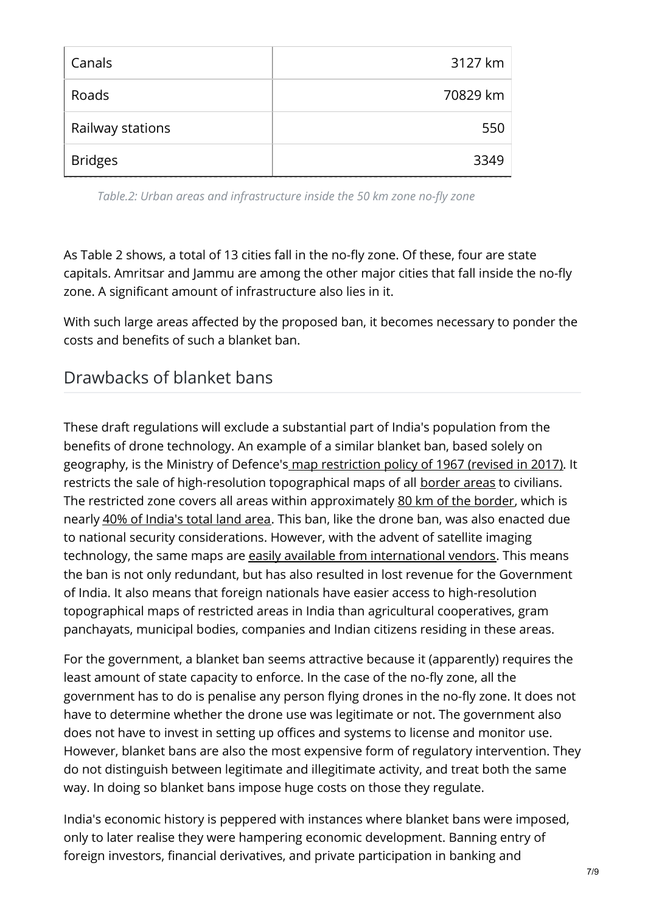| | |
|---|---|
| Canals | 3127 km |
| Roads | 70829 km |
| Railway stations | 550 |
| Bridges | 3349 |

*Table.2: Urban areas and infrastructure inside the 50 km zone no-fly zone*

As Table 2 shows, a total of 13 cities fall in the no-fly zone. Of these, four are state capitals. Amritsar and Jammu are among the other major cities that fall inside the no-fly zone. A significant amount of infrastructure also lies in it.

With such large areas affected by the proposed ban, it becomes necessary to ponder the costs and benefits of such a blanket ban.

## Drawbacks of blanket bans

These draft regulations will exclude a substantial part of India's population from the benefits of drone technology. An example of a similar blanket ban, based solely on geography, is the Ministry of Defence's map restriction policy of 1967 (revised in 2017). It restricts the sale of high-resolution topographical maps of all border areas to civilians. The restricted zone covers all areas within approximately 80 km of the border, which is nearly 40% of India's total land area. This ban, like the drone ban, was also enacted due to national security considerations. However, with the advent of satellite imaging technology, the same maps are easily available from international vendors. This means the ban is not only redundant, but has also resulted in lost revenue for the Government of India. It also means that foreign nationals have easier access to high-resolution topographical maps of restricted areas in India than agricultural cooperatives, gram panchayats, municipal bodies, companies and Indian citizens residing in these areas.

For the government, a blanket ban seems attractive because it (apparently) requires the least amount of state capacity to enforce. In the case of the no-fly zone, all the government has to do is penalise any person flying drones in the no-fly zone. It does not have to determine whether the drone use was legitimate or not. The government also does not have to invest in setting up offices and systems to license and monitor use. However, blanket bans are also the most expensive form of regulatory intervention. They do not distinguish between legitimate and illegitimate activity, and treat both the same way. In doing so blanket bans impose huge costs on those they regulate.

India's economic history is peppered with instances where blanket bans were imposed, only to later realise they were hampering economic development. Banning entry of foreign investors, financial derivatives, and private participation in banking and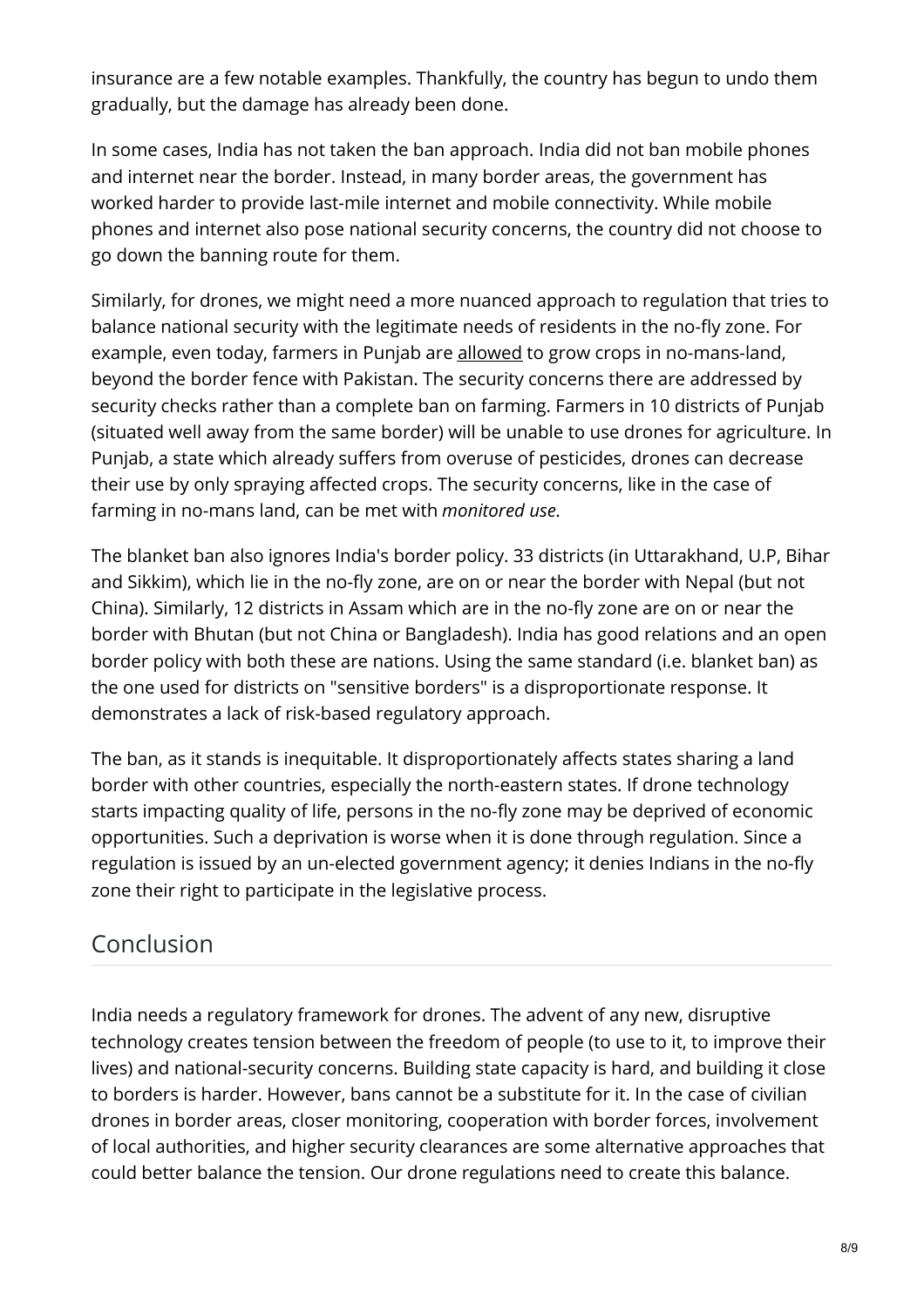insurance are a few notable examples. Thankfully, the country has begun to undo them gradually, but the damage has already been done.

In some cases, India has not taken the ban approach. India did not ban mobile phones and internet near the border. Instead, in many border areas, the government has worked harder to provide last-mile internet and mobile connectivity. While mobile phones and internet also pose national security concerns, the country did not choose to go down the banning route for them.

Similarly, for drones, we might need a more nuanced approach to regulation that tries to balance national security with the legitimate needs of residents in the no-fly zone. For example, even today, farmers in Punjab are allowed to grow crops in no-mans-land, beyond the border fence with Pakistan. The security concerns there are addressed by security checks rather than a complete ban on farming. Farmers in 10 districts of Punjab (situated well away from the same border) will be unable to use drones for agriculture. In Punjab, a state which already suffers from overuse of pesticides, drones can decrease their use by only spraying affected crops. The security concerns, like in the case of farming in no-mans land, can be met with *monitored use*.

The blanket ban also ignores India's border policy. 33 districts (in Uttarakhand, U.P, Bihar and Sikkim), which lie in the no-fly zone, are on or near the border with Nepal (but not China). Similarly, 12 districts in Assam which are in the no-fly zone are on or near the border with Bhutan (but not China or Bangladesh). India has good relations and an open border policy with both these are nations. Using the same standard (i.e. blanket ban) as the one used for districts on "sensitive borders" is a disproportionate response. It demonstrates a lack of risk-based regulatory approach.

The ban, as it stands is inequitable. It disproportionately affects states sharing a land border with other countries, especially the north-eastern states. If drone technology starts impacting quality of life, persons in the no-fly zone may be deprived of economic opportunities. Such a deprivation is worse when it is done through regulation. Since a regulation is issued by an un-elected government agency; it denies Indians in the no-fly zone their right to participate in the legislative process.

## Conclusion

India needs a regulatory framework for drones. The advent of any new, disruptive technology creates tension between the freedom of people (to use to it, to improve their lives) and national-security concerns. Building state capacity is hard, and building it close to borders is harder. However, bans cannot be a substitute for it. In the case of civilian drones in border areas, closer monitoring, cooperation with border forces, involvement of local authorities, and higher security clearances are some alternative approaches that could better balance the tension. Our drone regulations need to create this balance.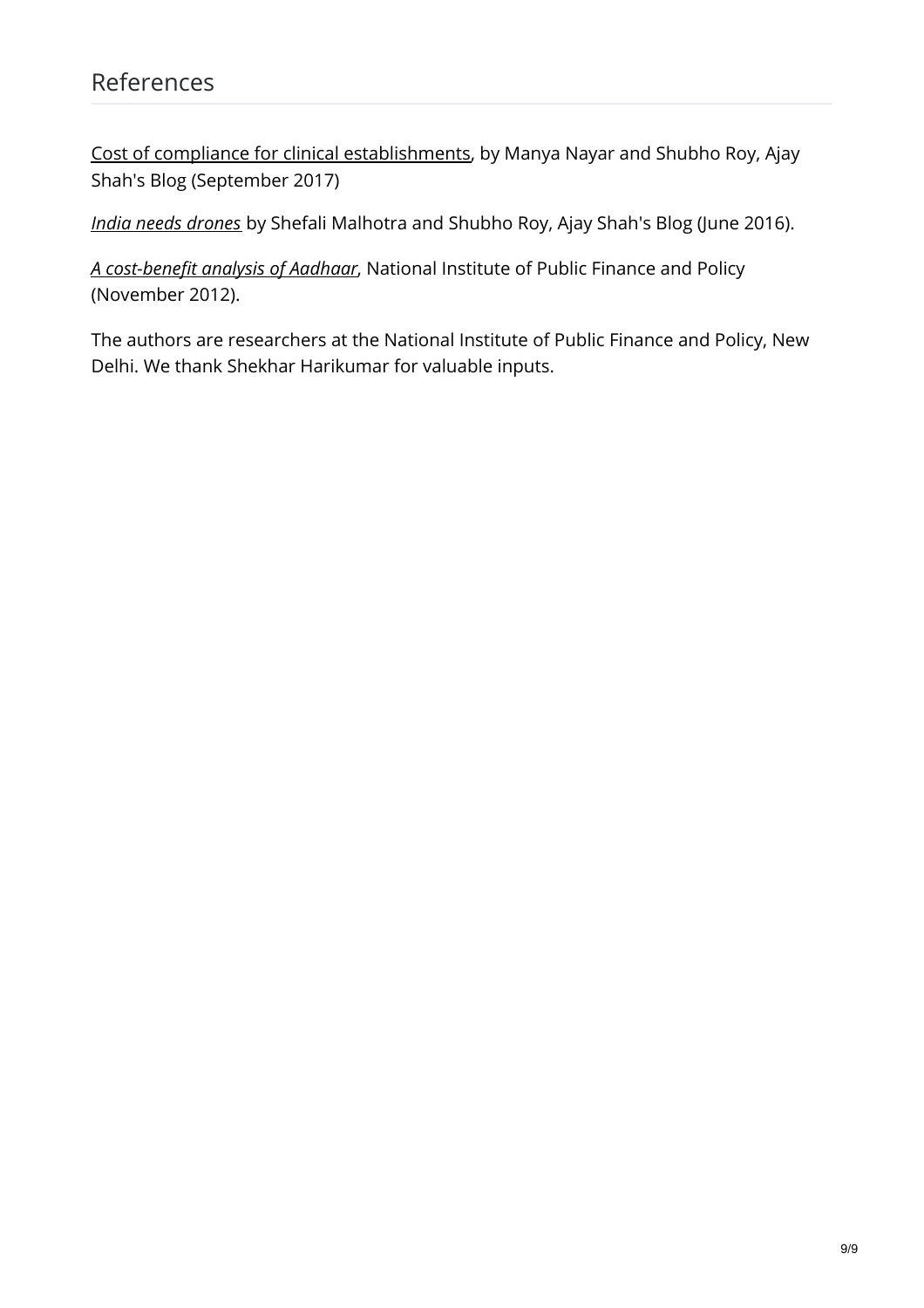## References

[Cost of compliance for clinical establishments], by Manya Nayar and Shubho Roy, Ajay Shah's Blog (September 2017)

*India needs drones* by Shefali Malhotra and Shubho Roy, Ajay Shah's Blog (June 2016).

*A cost-benefit analysis of Aadhaar*, National Institute of Public Finance and Policy (November 2012).

The authors are researchers at the National Institute of Public Finance and Policy, New Delhi. We thank Shekhar Harikumar for valuable inputs.